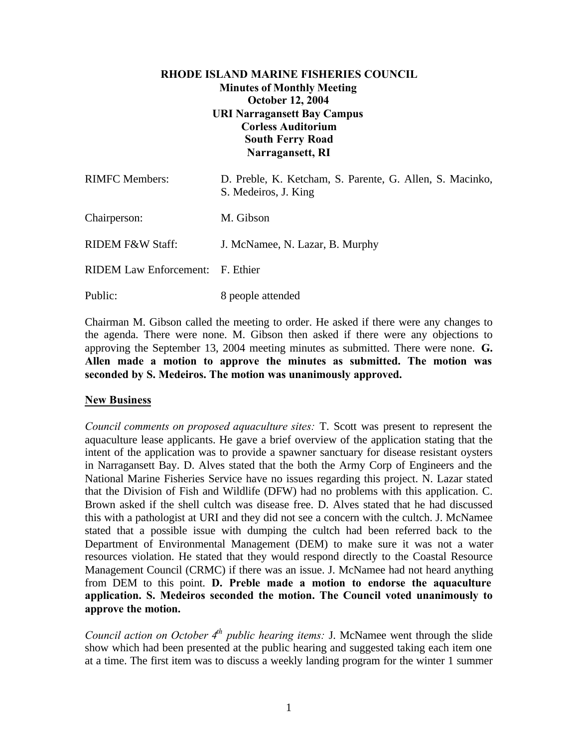**RHODE ISLAND MARINE FISHERIES COUNCIL**
**Minutes of Monthly Meeting**
**October 12, 2004**
**URI Narragansett Bay Campus**
**Corless Auditorium**
**South Ferry Road**
**Narragansett, RI**

| | |
|---|---|
| RIMFC Members: | D. Preble, K. Ketcham, S. Parente, G. Allen, S. Macinko, S. Medeiros, J. King |
| Chairperson: | M. Gibson |
| RIDEM F&W Staff: | J. McNamee, N. Lazar, B. Murphy |
| RIDEM Law Enforcement: | F. Ethier |
| Public: | 8 people attended |

Chairman M. Gibson called the meeting to order. He asked if there were any changes to the agenda. There were none. M. Gibson then asked if there were any objections to approving the September 13, 2004 meeting minutes as submitted. There were none. **G. Allen made a motion to approve the minutes as submitted. The motion was seconded by S. Medeiros. The motion was unanimously approved.**

## New Business

*Council comments on proposed aquaculture sites:* T. Scott was present to represent the aquaculture lease applicants. He gave a brief overview of the application stating that the intent of the application was to provide a spawner sanctuary for disease resistant oysters in Narragansett Bay. D. Alves stated that the both the Army Corp of Engineers and the National Marine Fisheries Service have no issues regarding this project. N. Lazar stated that the Division of Fish and Wildlife (DFW) had no problems with this application. C. Brown asked if the shell cultch was disease free. D. Alves stated that he had discussed this with a pathologist at URI and they did not see a concern with the cultch. J. McNamee stated that a possible issue with dumping the cultch had been referred back to the Department of Environmental Management (DEM) to make sure it was not a water resources violation. He stated that they would respond directly to the Coastal Resource Management Council (CRMC) if there was an issue. J. McNamee had not heard anything from DEM to this point. **D. Preble made a motion to endorse the aquaculture application. S. Medeiros seconded the motion. The Council voted unanimously to approve the motion.**

*Council action on October 4th public hearing items:* J. McNamee went through the slide show which had been presented at the public hearing and suggested taking each item one at a time. The first item was to discuss a weekly landing program for the winter 1 summer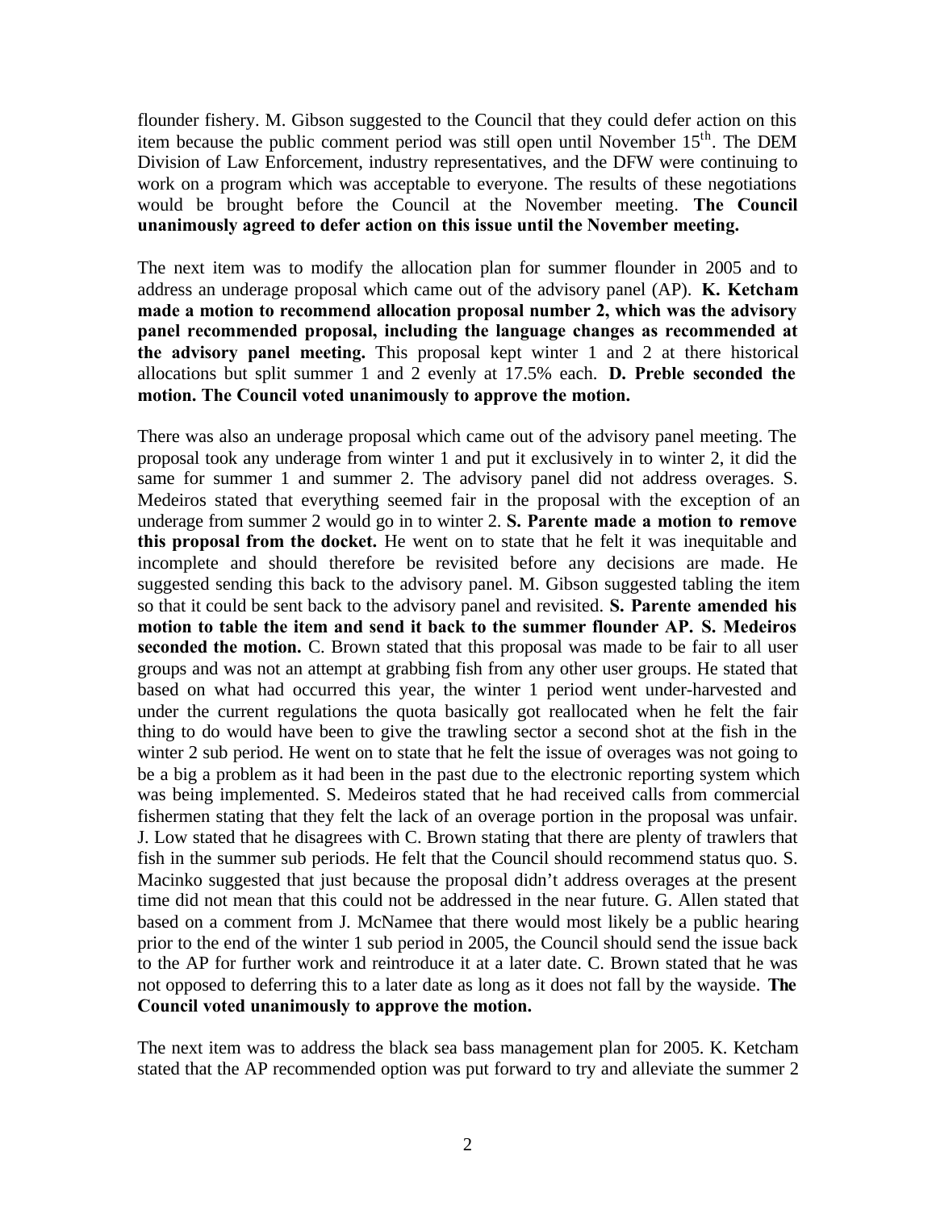flounder fishery. M. Gibson suggested to the Council that they could defer action on this item because the public comment period was still open until November 15th. The DEM Division of Law Enforcement, industry representatives, and the DFW were continuing to work on a program which was acceptable to everyone. The results of these negotiations would be brought before the Council at the November meeting. **The Council unanimously agreed to defer action on this issue until the November meeting.**

The next item was to modify the allocation plan for summer flounder in 2005 and to address an underage proposal which came out of the advisory panel (AP). **K. Ketcham made a motion to recommend allocation proposal number 2, which was the advisory panel recommended proposal, including the language changes as recommended at the advisory panel meeting.** This proposal kept winter 1 and 2 at there historical allocations but split summer 1 and 2 evenly at 17.5% each. **D. Preble seconded the motion. The Council voted unanimously to approve the motion.**

There was also an underage proposal which came out of the advisory panel meeting. The proposal took any underage from winter 1 and put it exclusively in to winter 2, it did the same for summer 1 and summer 2. The advisory panel did not address overages. S. Medeiros stated that everything seemed fair in the proposal with the exception of an underage from summer 2 would go in to winter 2. **S. Parente made a motion to remove this proposal from the docket.** He went on to state that he felt it was inequitable and incomplete and should therefore be revisited before any decisions are made. He suggested sending this back to the advisory panel. M. Gibson suggested tabling the item so that it could be sent back to the advisory panel and revisited. **S. Parente amended his motion to table the item and send it back to the summer flounder AP. S. Medeiros seconded the motion.** C. Brown stated that this proposal was made to be fair to all user groups and was not an attempt at grabbing fish from any other user groups. He stated that based on what had occurred this year, the winter 1 period went under-harvested and under the current regulations the quota basically got reallocated when he felt the fair thing to do would have been to give the trawling sector a second shot at the fish in the winter 2 sub period. He went on to state that he felt the issue of overages was not going to be a big a problem as it had been in the past due to the electronic reporting system which was being implemented. S. Medeiros stated that he had received calls from commercial fishermen stating that they felt the lack of an overage portion in the proposal was unfair. J. Low stated that he disagrees with C. Brown stating that there are plenty of trawlers that fish in the summer sub periods. He felt that the Council should recommend status quo. S. Macinko suggested that just because the proposal didn't address overages at the present time did not mean that this could not be addressed in the near future. G. Allen stated that based on a comment from J. McNamee that there would most likely be a public hearing prior to the end of the winter 1 sub period in 2005, the Council should send the issue back to the AP for further work and reintroduce it at a later date. C. Brown stated that he was not opposed to deferring this to a later date as long as it does not fall by the wayside. **The Council voted unanimously to approve the motion.**

The next item was to address the black sea bass management plan for 2005. K. Ketcham stated that the AP recommended option was put forward to try and alleviate the summer 2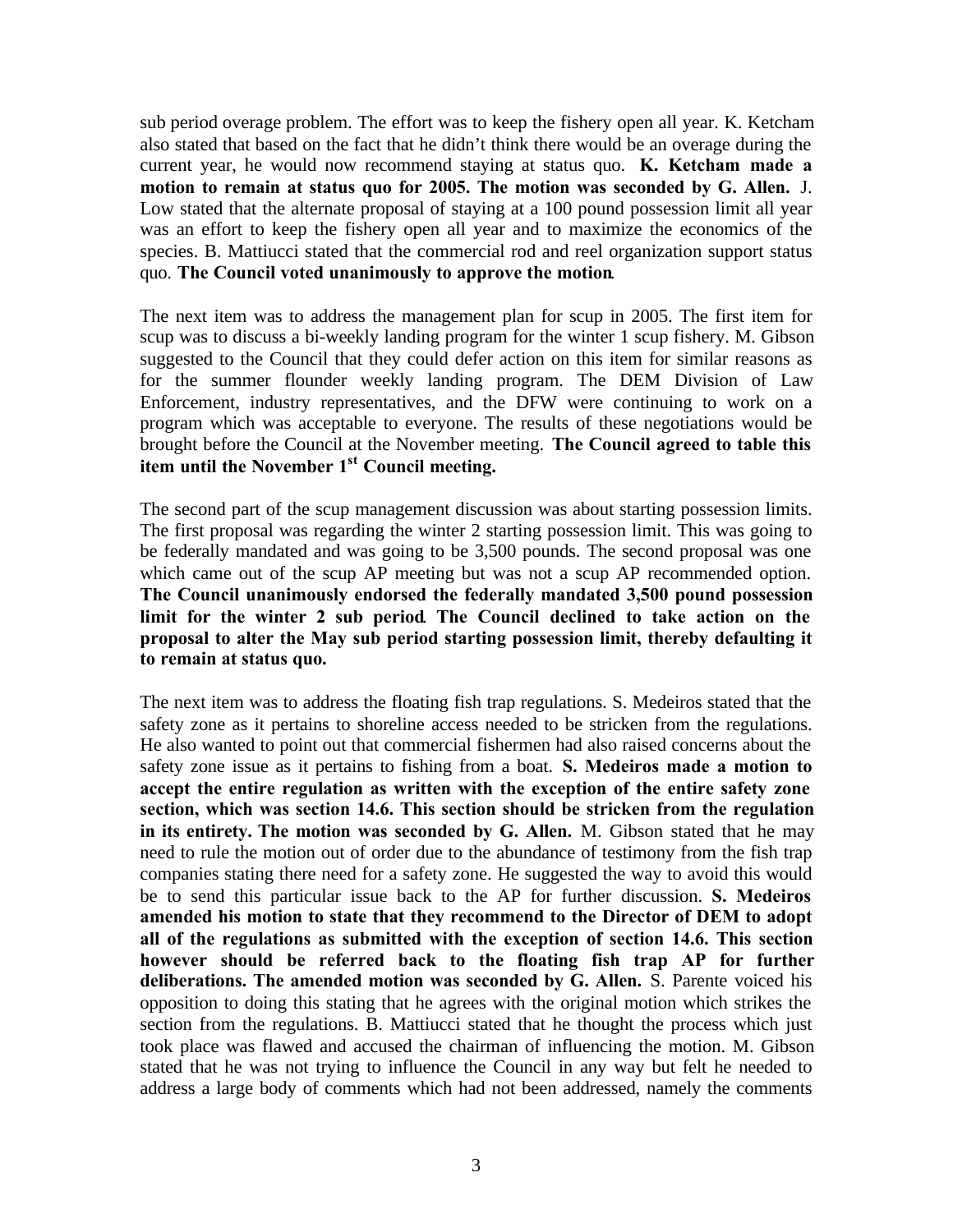sub period overage problem. The effort was to keep the fishery open all year. K. Ketcham also stated that based on the fact that he didn't think there would be an overage during the current year, he would now recommend staying at status quo. **K. Ketcham made a motion to remain at status quo for 2005. The motion was seconded by G. Allen.** J. Low stated that the alternate proposal of staying at a 100 pound possession limit all year was an effort to keep the fishery open all year and to maximize the economics of the species. B. Mattiucci stated that the commercial rod and reel organization support status quo. **The Council voted unanimously to approve the motion.**

The next item was to address the management plan for scup in 2005. The first item for scup was to discuss a bi-weekly landing program for the winter 1 scup fishery. M. Gibson suggested to the Council that they could defer action on this item for similar reasons as for the summer flounder weekly landing program. The DEM Division of Law Enforcement, industry representatives, and the DFW were continuing to work on a program which was acceptable to everyone. The results of these negotiations would be brought before the Council at the November meeting. **The Council agreed to table this item until the November 1st Council meeting.**

The second part of the scup management discussion was about starting possession limits. The first proposal was regarding the winter 2 starting possession limit. This was going to be federally mandated and was going to be 3,500 pounds. The second proposal was one which came out of the scup AP meeting but was not a scup AP recommended option. **The Council unanimously endorsed the federally mandated 3,500 pound possession limit for the winter 2 sub period. The Council declined to take action on the proposal to alter the May sub period starting possession limit, thereby defaulting it to remain at status quo.**

The next item was to address the floating fish trap regulations. S. Medeiros stated that the safety zone as it pertains to shoreline access needed to be stricken from the regulations. He also wanted to point out that commercial fishermen had also raised concerns about the safety zone issue as it pertains to fishing from a boat. **S. Medeiros made a motion to accept the entire regulation as written with the exception of the entire safety zone section, which was section 14.6. This section should be stricken from the regulation in its entirety. The motion was seconded by G. Allen.** M. Gibson stated that he may need to rule the motion out of order due to the abundance of testimony from the fish trap companies stating there need for a safety zone. He suggested the way to avoid this would be to send this particular issue back to the AP for further discussion. **S. Medeiros amended his motion to state that they recommend to the Director of DEM to adopt all of the regulations as submitted with the exception of section 14.6. This section however should be referred back to the floating fish trap AP for further deliberations. The amended motion was seconded by G. Allen.** S. Parente voiced his opposition to doing this stating that he agrees with the original motion which strikes the section from the regulations. B. Mattiucci stated that he thought the process which just took place was flawed and accused the chairman of influencing the motion. M. Gibson stated that he was not trying to influence the Council in any way but felt he needed to address a large body of comments which had not been addressed, namely the comments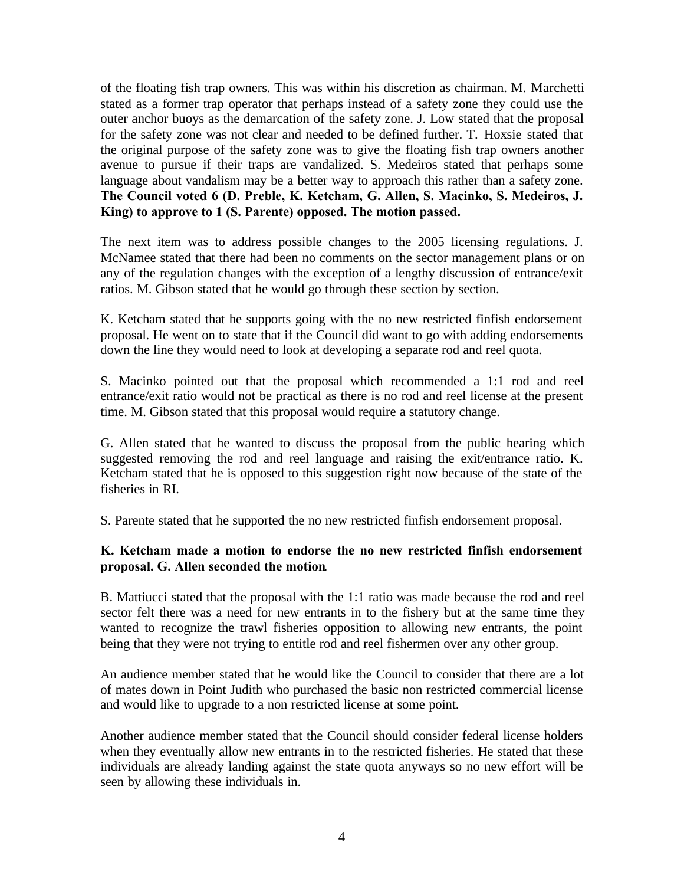of the floating fish trap owners. This was within his discretion as chairman. M. Marchetti stated as a former trap operator that perhaps instead of a safety zone they could use the outer anchor buoys as the demarcation of the safety zone. J. Low stated that the proposal for the safety zone was not clear and needed to be defined further. T. Hoxsie stated that the original purpose of the safety zone was to give the floating fish trap owners another avenue to pursue if their traps are vandalized. S. Medeiros stated that perhaps some language about vandalism may be a better way to approach this rather than a safety zone. **The Council voted 6 (D. Preble, K. Ketcham, G. Allen, S. Macinko, S. Medeiros, J. King) to approve to 1 (S. Parente) opposed. The motion passed.**

The next item was to address possible changes to the 2005 licensing regulations. J. McNamee stated that there had been no comments on the sector management plans or on any of the regulation changes with the exception of a lengthy discussion of entrance/exit ratios. M. Gibson stated that he would go through these section by section.

K. Ketcham stated that he supports going with the no new restricted finfish endorsement proposal. He went on to state that if the Council did want to go with adding endorsements down the line they would need to look at developing a separate rod and reel quota.

S. Macinko pointed out that the proposal which recommended a 1:1 rod and reel entrance/exit ratio would not be practical as there is no rod and reel license at the present time. M. Gibson stated that this proposal would require a statutory change.

G. Allen stated that he wanted to discuss the proposal from the public hearing which suggested removing the rod and reel language and raising the exit/entrance ratio. K. Ketcham stated that he is opposed to this suggestion right now because of the state of the fisheries in RI.

S. Parente stated that he supported the no new restricted finfish endorsement proposal.

**K. Ketcham made a motion to endorse the no new restricted finfish endorsement proposal. G. Allen seconded the motion.**

B. Mattiucci stated that the proposal with the 1:1 ratio was made because the rod and reel sector felt there was a need for new entrants in to the fishery but at the same time they wanted to recognize the trawl fisheries opposition to allowing new entrants, the point being that they were not trying to entitle rod and reel fishermen over any other group.

An audience member stated that he would like the Council to consider that there are a lot of mates down in Point Judith who purchased the basic non restricted commercial license and would like to upgrade to a non restricted license at some point.

Another audience member stated that the Council should consider federal license holders when they eventually allow new entrants in to the restricted fisheries. He stated that these individuals are already landing against the state quota anyways so no new effort will be seen by allowing these individuals in.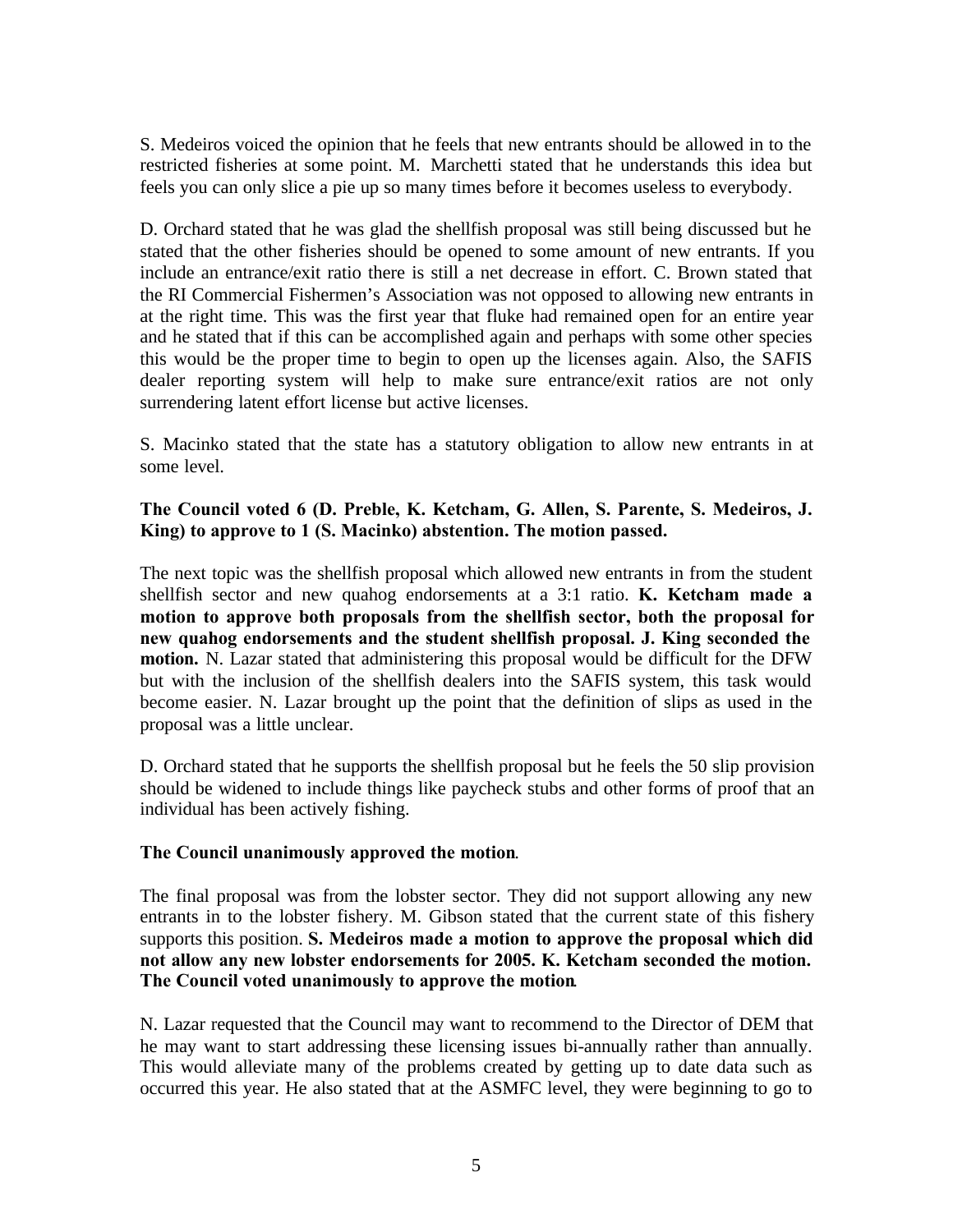S. Medeiros voiced the opinion that he feels that new entrants should be allowed in to the restricted fisheries at some point. M. Marchetti stated that he understands this idea but feels you can only slice a pie up so many times before it becomes useless to everybody.

D. Orchard stated that he was glad the shellfish proposal was still being discussed but he stated that the other fisheries should be opened to some amount of new entrants. If you include an entrance/exit ratio there is still a net decrease in effort. C. Brown stated that the RI Commercial Fishermen's Association was not opposed to allowing new entrants in at the right time. This was the first year that fluke had remained open for an entire year and he stated that if this can be accomplished again and perhaps with some other species this would be the proper time to begin to open up the licenses again. Also, the SAFIS dealer reporting system will help to make sure entrance/exit ratios are not only surrendering latent effort license but active licenses.

S. Macinko stated that the state has a statutory obligation to allow new entrants in at some level.

**The Council voted 6 (D. Preble, K. Ketcham, G. Allen, S. Parente, S. Medeiros, J. King) to approve to 1 (S. Macinko) abstention. The motion passed.**

The next topic was the shellfish proposal which allowed new entrants in from the student shellfish sector and new quahog endorsements at a 3:1 ratio. **K. Ketcham made a motion to approve both proposals from the shellfish sector, both the proposal for new quahog endorsements and the student shellfish proposal. J. King seconded the motion.** N. Lazar stated that administering this proposal would be difficult for the DFW but with the inclusion of the shellfish dealers into the SAFIS system, this task would become easier. N. Lazar brought up the point that the definition of slips as used in the proposal was a little unclear.

D. Orchard stated that he supports the shellfish proposal but he feels the 50 slip provision should be widened to include things like paycheck stubs and other forms of proof that an individual has been actively fishing.

**The Council unanimously approved the motion.**

The final proposal was from the lobster sector. They did not support allowing any new entrants in to the lobster fishery. M. Gibson stated that the current state of this fishery supports this position. **S. Medeiros made a motion to approve the proposal which did not allow any new lobster endorsements for 2005. K. Ketcham seconded the motion. The Council voted unanimously to approve the motion.**

N. Lazar requested that the Council may want to recommend to the Director of DEM that he may want to start addressing these licensing issues bi-annually rather than annually. This would alleviate many of the problems created by getting up to date data such as occurred this year. He also stated that at the ASMFC level, they were beginning to go to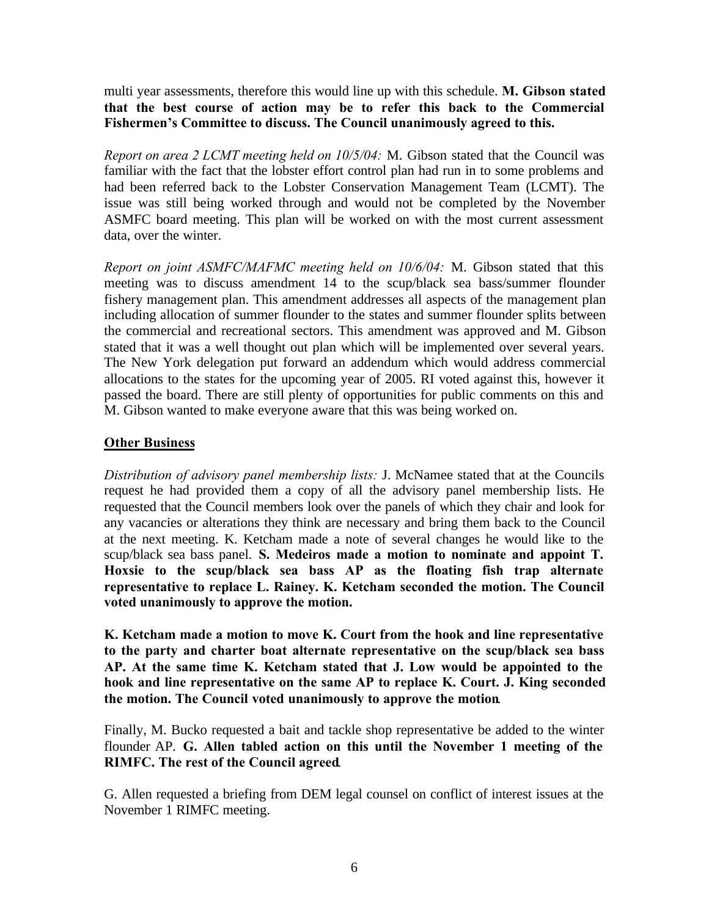multi year assessments, therefore this would line up with this schedule. **M. Gibson stated that the best course of action may be to refer this back to the Commercial Fishermen's Committee to discuss. The Council unanimously agreed to this.**

*Report on area 2 LCMT meeting held on 10/5/04:* M. Gibson stated that the Council was familiar with the fact that the lobster effort control plan had run in to some problems and had been referred back to the Lobster Conservation Management Team (LCMT). The issue was still being worked through and would not be completed by the November ASMFC board meeting. This plan will be worked on with the most current assessment data, over the winter.

*Report on joint ASMFC/MAFMC meeting held on 10/6/04:* M. Gibson stated that this meeting was to discuss amendment 14 to the scup/black sea bass/summer flounder fishery management plan. This amendment addresses all aspects of the management plan including allocation of summer flounder to the states and summer flounder splits between the commercial and recreational sectors. This amendment was approved and M. Gibson stated that it was a well thought out plan which will be implemented over several years. The New York delegation put forward an addendum which would address commercial allocations to the states for the upcoming year of 2005. RI voted against this, however it passed the board. There are still plenty of opportunities for public comments on this and M. Gibson wanted to make everyone aware that this was being worked on.

## Other Business

*Distribution of advisory panel membership lists:* J. McNamee stated that at the Councils request he had provided them a copy of all the advisory panel membership lists. He requested that the Council members look over the panels of which they chair and look for any vacancies or alterations they think are necessary and bring them back to the Council at the next meeting. K. Ketcham made a note of several changes he would like to the scup/black sea bass panel. **S. Medeiros made a motion to nominate and appoint T. Hoxsie to the scup/black sea bass AP as the floating fish trap alternate representative to replace L. Rainey. K. Ketcham seconded the motion. The Council voted unanimously to approve the motion.**

**K. Ketcham made a motion to move K. Court from the hook and line representative to the party and charter boat alternate representative on the scup/black sea bass AP. At the same time K. Ketcham stated that J. Low would be appointed to the hook and line representative on the same AP to replace K. Court. J. King seconded the motion. The Council voted unanimously to approve the motion.**

Finally, M. Bucko requested a bait and tackle shop representative be added to the winter flounder AP. **G. Allen tabled action on this until the November 1 meeting of the RIMFC. The rest of the Council agreed.**

G. Allen requested a briefing from DEM legal counsel on conflict of interest issues at the November 1 RIMFC meeting.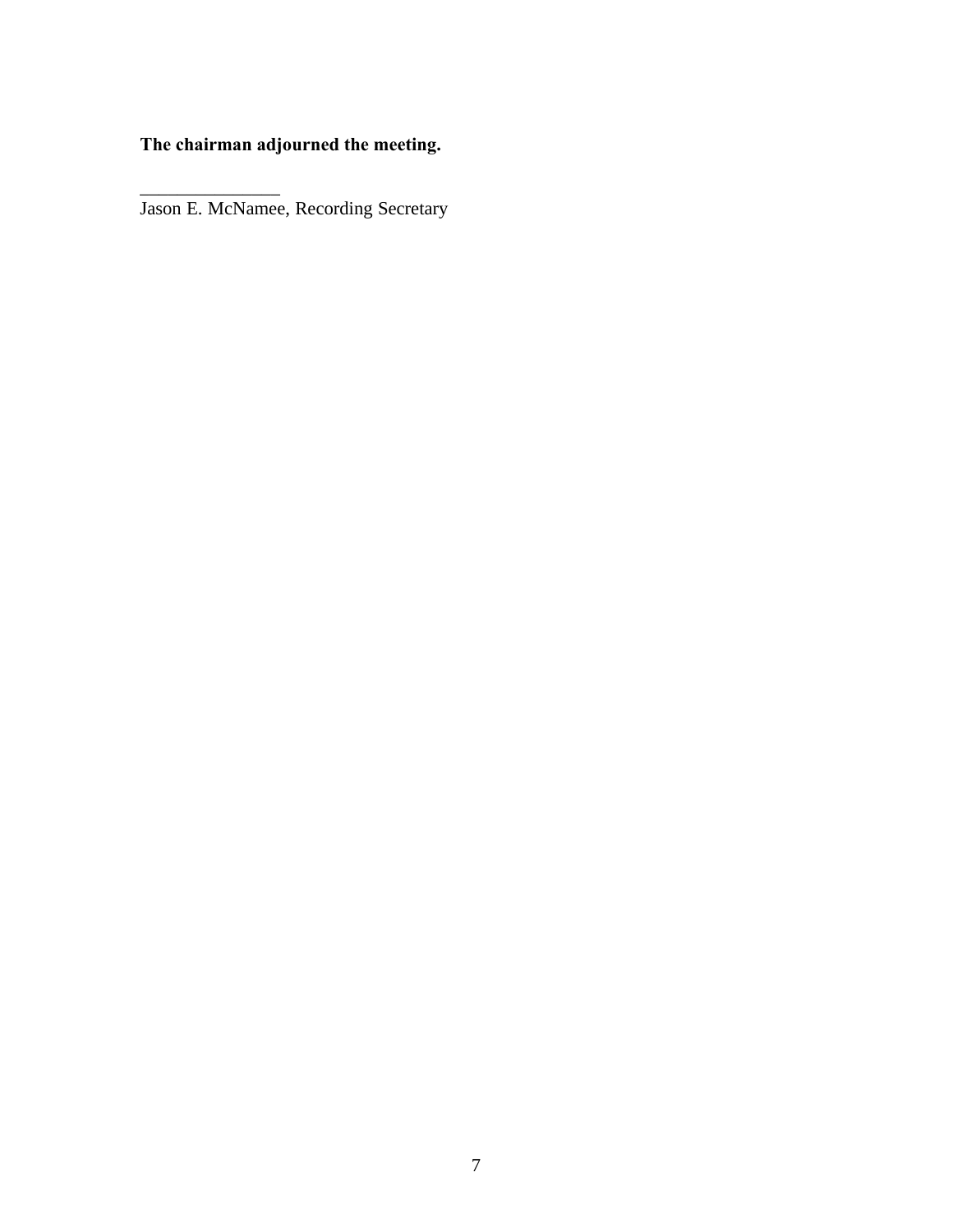**The chairman adjourned the meeting.**

_______________
Jason E. McNamee, Recording Secretary